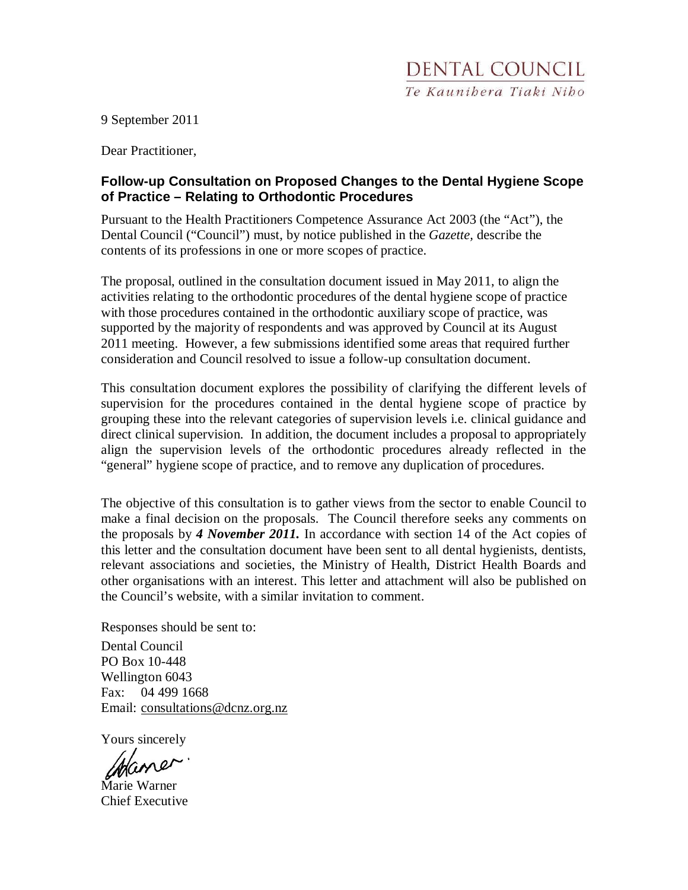DENTAL COUNCIL
*Te Kaunihera Tiaki Niho*

9 September 2011

Dear Practitioner,

**Follow-up Consultation on Proposed Changes to the Dental Hygiene Scope of Practice – Relating to Orthodontic Procedures**

Pursuant to the Health Practitioners Competence Assurance Act 2003 (the "Act"), the Dental Council ("Council") must, by notice published in the *Gazette,* describe the contents of its professions in one or more scopes of practice.

The proposal, outlined in the consultation document issued in May 2011, to align the activities relating to the orthodontic procedures of the dental hygiene scope of practice with those procedures contained in the orthodontic auxiliary scope of practice, was supported by the majority of respondents and was approved by Council at its August 2011 meeting. However, a few submissions identified some areas that required further consideration and Council resolved to issue a follow-up consultation document.

This consultation document explores the possibility of clarifying the different levels of supervision for the procedures contained in the dental hygiene scope of practice by grouping these into the relevant categories of supervision levels i.e. clinical guidance and direct clinical supervision. In addition, the document includes a proposal to appropriately align the supervision levels of the orthodontic procedures already reflected in the "general" hygiene scope of practice, and to remove any duplication of procedures.

The objective of this consultation is to gather views from the sector to enable Council to make a final decision on the proposals. The Council therefore seeks any comments on the proposals by ***4 November 2011.*** In accordance with section 14 of the Act copies of this letter and the consultation document have been sent to all dental hygienists, dentists, relevant associations and societies, the Ministry of Health, District Health Boards and other organisations with an interest. This letter and attachment will also be published on the Council's website, with a similar invitation to comment.

Responses should be sent to:

Dental Council
PO Box 10-448
Wellington 6043
Fax: 04 499 1668
Email: consultations@dcnz.org.nz

Yours sincerely

Marie Warner
Chief Executive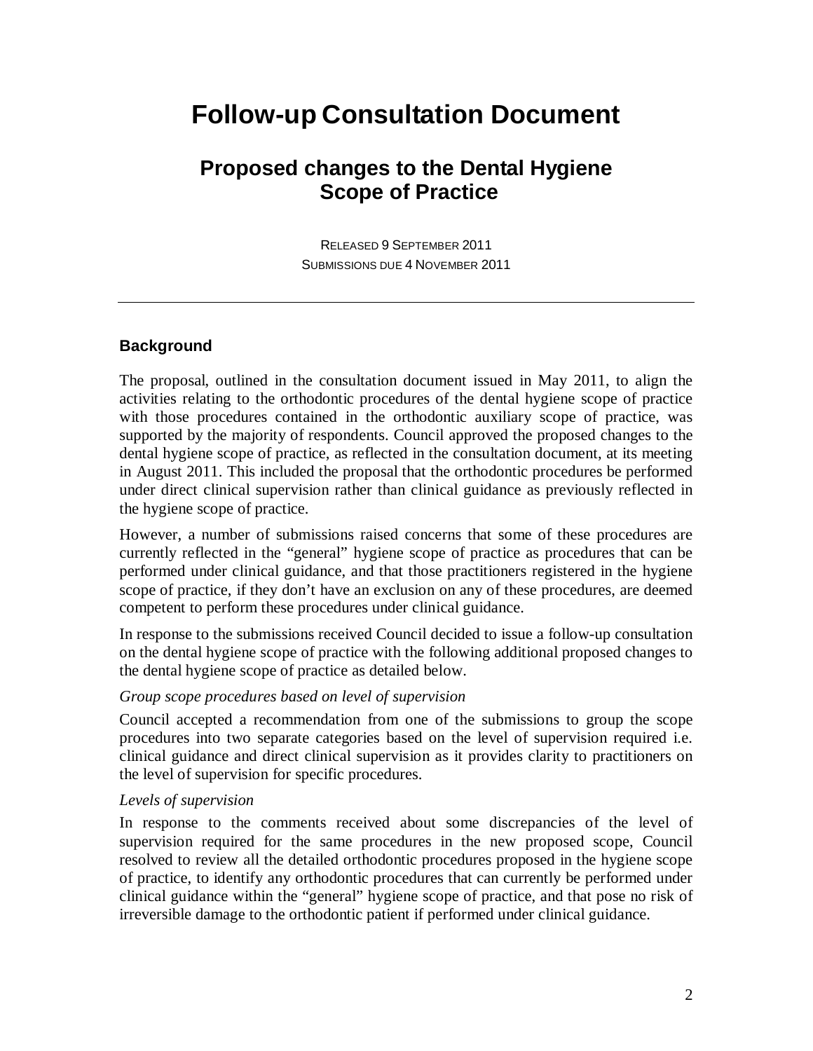# Follow-up Consultation Document

## Proposed changes to the Dental Hygiene Scope of Practice

RELEASED 9 SEPTEMBER 2011
SUBMISSIONS DUE 4 NOVEMBER 2011

---

### Background

The proposal, outlined in the consultation document issued in May 2011, to align the activities relating to the orthodontic procedures of the dental hygiene scope of practice with those procedures contained in the orthodontic auxiliary scope of practice, was supported by the majority of respondents. Council approved the proposed changes to the dental hygiene scope of practice, as reflected in the consultation document, at its meeting in August 2011. This included the proposal that the orthodontic procedures be performed under direct clinical supervision rather than clinical guidance as previously reflected in the hygiene scope of practice.

However, a number of submissions raised concerns that some of these procedures are currently reflected in the "general" hygiene scope of practice as procedures that can be performed under clinical guidance, and that those practitioners registered in the hygiene scope of practice, if they don't have an exclusion on any of these procedures, are deemed competent to perform these procedures under clinical guidance.

In response to the submissions received Council decided to issue a follow-up consultation on the dental hygiene scope of practice with the following additional proposed changes to the dental hygiene scope of practice as detailed below.

*Group scope procedures based on level of supervision*

Council accepted a recommendation from one of the submissions to group the scope procedures into two separate categories based on the level of supervision required i.e. clinical guidance and direct clinical supervision as it provides clarity to practitioners on the level of supervision for specific procedures.

*Levels of supervision*

In response to the comments received about some discrepancies of the level of supervision required for the same procedures in the new proposed scope, Council resolved to review all the detailed orthodontic procedures proposed in the hygiene scope of practice, to identify any orthodontic procedures that can currently be performed under clinical guidance within the "general" hygiene scope of practice, and that pose no risk of irreversible damage to the orthodontic patient if performed under clinical guidance.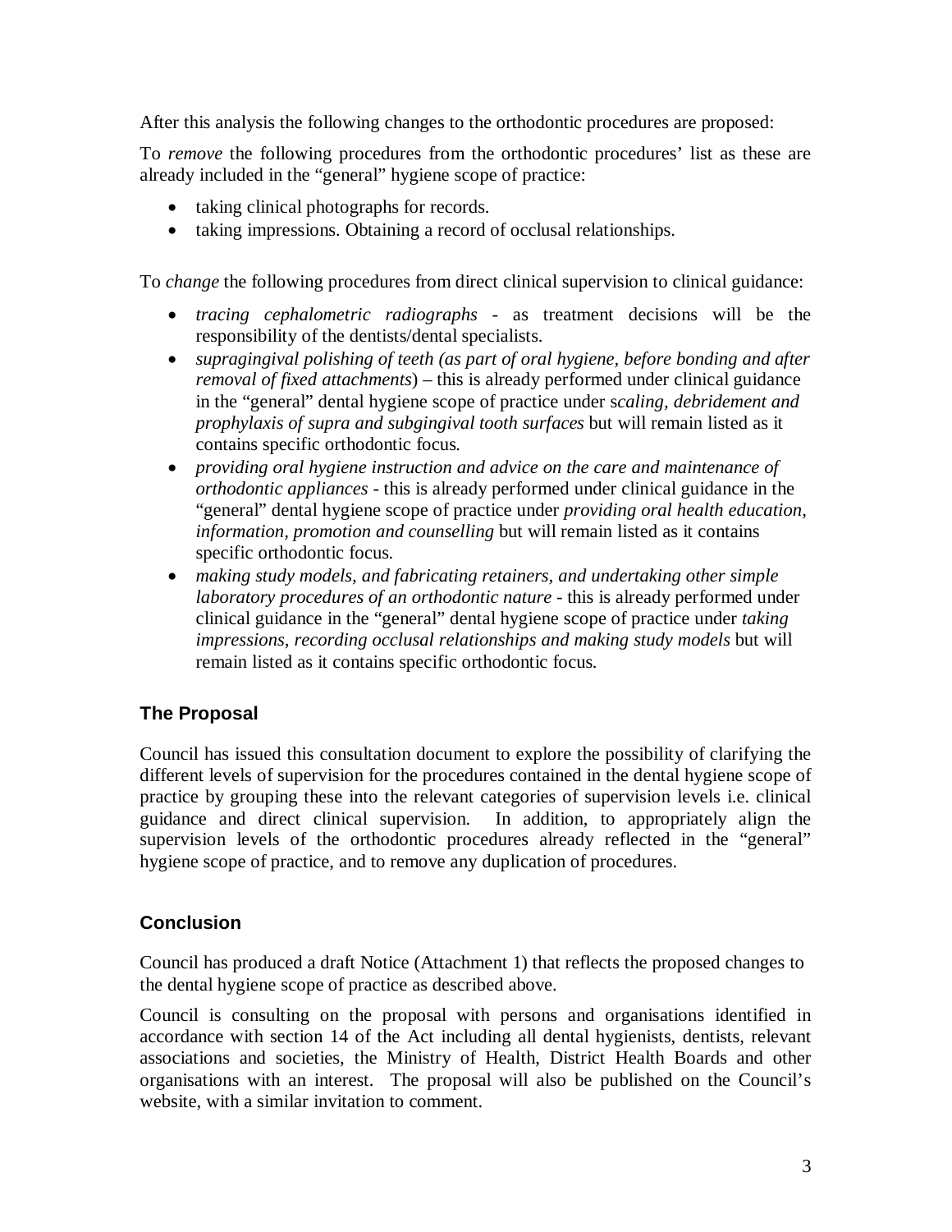After this analysis the following changes to the orthodontic procedures are proposed:

To *remove* the following procedures from the orthodontic procedures' list as these are already included in the "general" hygiene scope of practice:

- taking clinical photographs for records.
- taking impressions. Obtaining a record of occlusal relationships.

To *change* the following procedures from direct clinical supervision to clinical guidance:

- *tracing cephalometric radiographs* - as treatment decisions will be the responsibility of the dentists/dental specialists.
- *supragingival polishing of teeth (as part of oral hygiene, before bonding and after removal of fixed attachments*) – this is already performed under clinical guidance in the "general" dental hygiene scope of practice under s*caling, debridement and prophylaxis of supra and subgingival tooth surfaces* but will remain listed as it contains specific orthodontic focus.
- *providing oral hygiene instruction and advice on the care and maintenance of orthodontic appliances* - this is already performed under clinical guidance in the "general" dental hygiene scope of practice under *providing oral health education, information, promotion and counselling* but will remain listed as it contains specific orthodontic focus.
- *making study models, and fabricating retainers, and undertaking other simple laboratory procedures of an orthodontic nature* - this is already performed under clinical guidance in the "general" dental hygiene scope of practice under *taking impressions, recording occlusal relationships and making study models* but will remain listed as it contains specific orthodontic focus.

## The Proposal

Council has issued this consultation document to explore the possibility of clarifying the different levels of supervision for the procedures contained in the dental hygiene scope of practice by grouping these into the relevant categories of supervision levels i.e. clinical guidance and direct clinical supervision. In addition, to appropriately align the supervision levels of the orthodontic procedures already reflected in the "general" hygiene scope of practice, and to remove any duplication of procedures.

## Conclusion

Council has produced a draft Notice (Attachment 1) that reflects the proposed changes to the dental hygiene scope of practice as described above.

Council is consulting on the proposal with persons and organisations identified in accordance with section 14 of the Act including all dental hygienists, dentists, relevant associations and societies, the Ministry of Health, District Health Boards and other organisations with an interest. The proposal will also be published on the Council's website, with a similar invitation to comment.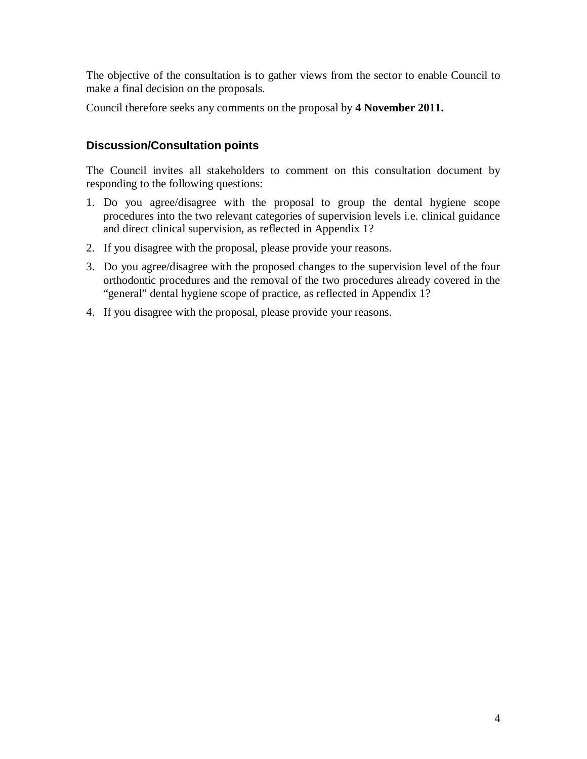The objective of the consultation is to gather views from the sector to enable Council to make a final decision on the proposals.

Council therefore seeks any comments on the proposal by **4 November 2011.**

## Discussion/Consultation points

The Council invites all stakeholders to comment on this consultation document by responding to the following questions:

1. Do you agree/disagree with the proposal to group the dental hygiene scope procedures into the two relevant categories of supervision levels i.e. clinical guidance and direct clinical supervision, as reflected in Appendix 1?
2. If you disagree with the proposal, please provide your reasons.
3. Do you agree/disagree with the proposed changes to the supervision level of the four orthodontic procedures and the removal of the two procedures already covered in the "general" dental hygiene scope of practice, as reflected in Appendix 1?
4. If you disagree with the proposal, please provide your reasons.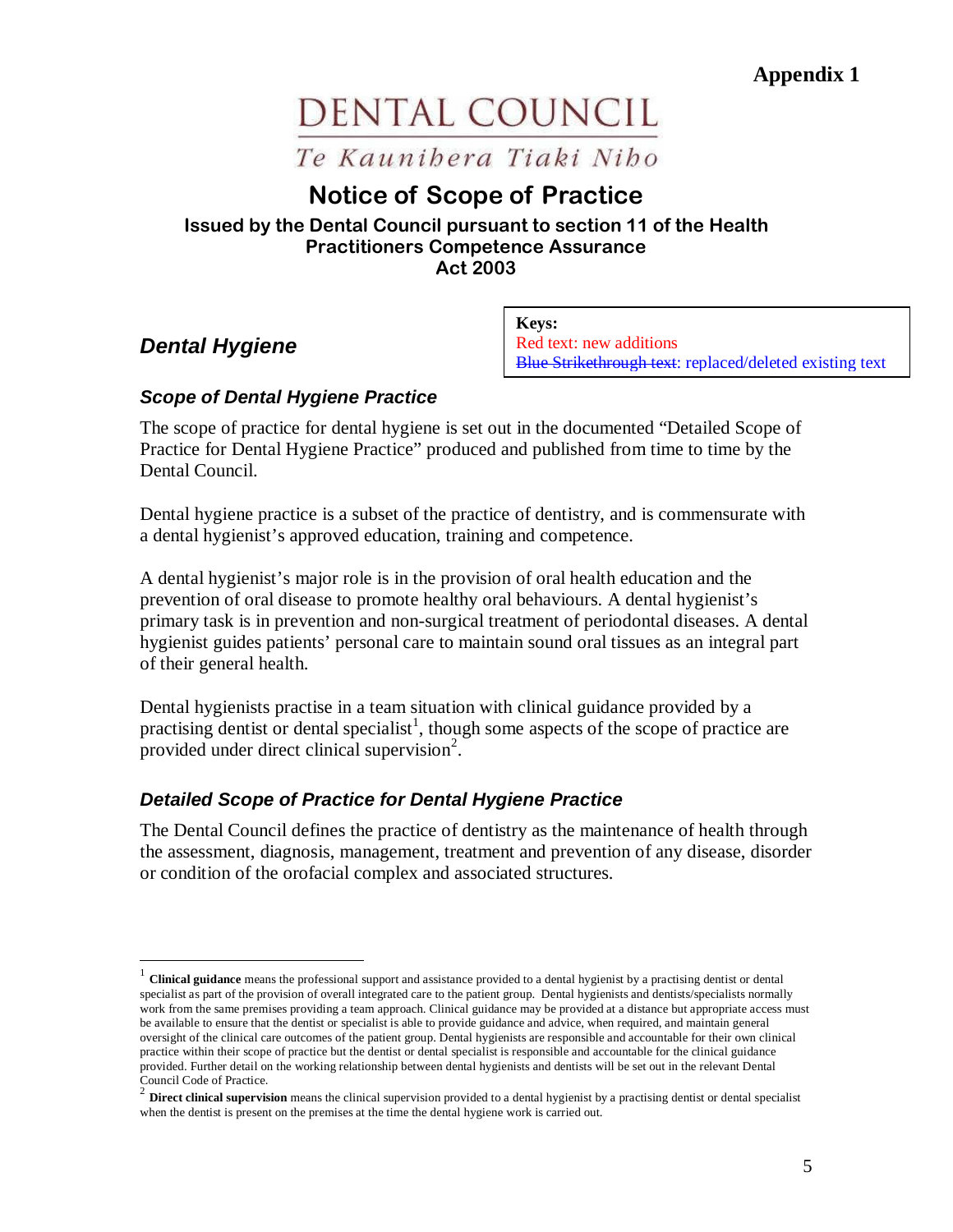**Appendix 1**

# DENTAL COUNCIL

*Te Kaunihera Tiaki Niho*

## Notice of Scope of Practice

**Issued by the Dental Council pursuant to section 11 of the Health Practitioners Competence Assurance Act 2003**

**Keys:**
Red text: new additions
~~Blue Strikethrough text~~: replaced/deleted existing text

### *Dental Hygiene*

#### *Scope of Dental Hygiene Practice*

The scope of practice for dental hygiene is set out in the documented "Detailed Scope of Practice for Dental Hygiene Practice" produced and published from time to time by the Dental Council.

Dental hygiene practice is a subset of the practice of dentistry, and is commensurate with a dental hygienist's approved education, training and competence.

A dental hygienist's major role is in the provision of oral health education and the prevention of oral disease to promote healthy oral behaviours. A dental hygienist's primary task is in prevention and non-surgical treatment of periodontal diseases. A dental hygienist guides patients' personal care to maintain sound oral tissues as an integral part of their general health.

Dental hygienists practise in a team situation with clinical guidance provided by a practising dentist or dental specialist[1], though some aspects of the scope of practice are provided under direct clinical supervision[2].

#### *Detailed Scope of Practice for Dental Hygiene Practice*

The Dental Council defines the practice of dentistry as the maintenance of health through the assessment, diagnosis, management, treatment and prevention of any disease, disorder or condition of the orofacial complex and associated structures.

---

[1] **Clinical guidance** means the professional support and assistance provided to a dental hygienist by a practising dentist or dental specialist as part of the provision of overall integrated care to the patient group. Dental hygienists and dentists/specialists normally work from the same premises providing a team approach. Clinical guidance may be provided at a distance but appropriate access must be available to ensure that the dentist or specialist is able to provide guidance and advice, when required, and maintain general oversight of the clinical care outcomes of the patient group. Dental hygienists are responsible and accountable for their own clinical practice within their scope of practice but the dentist or dental specialist is responsible and accountable for the clinical guidance provided. Further detail on the working relationship between dental hygienists and dentists will be set out in the relevant Dental Council Code of Practice.

[2] **Direct clinical supervision** means the clinical supervision provided to a dental hygienist by a practising dentist or dental specialist when the dentist is present on the premises at the time the dental hygiene work is carried out.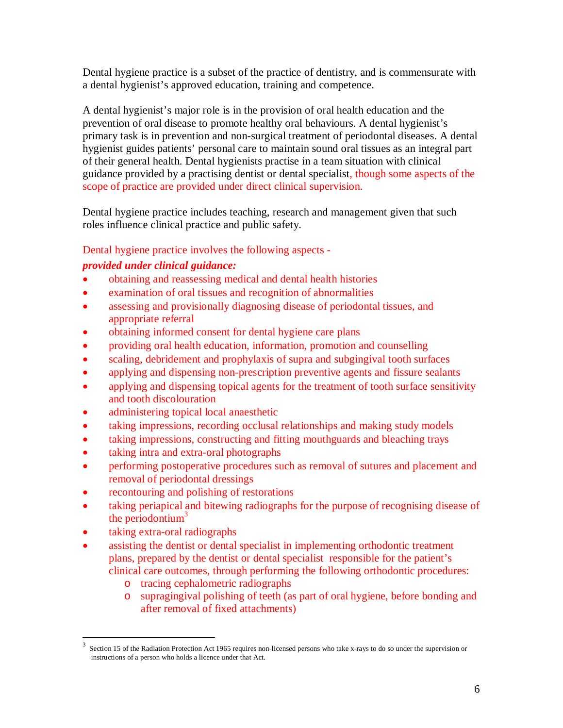Dental hygiene practice is a subset of the practice of dentistry, and is commensurate with a dental hygienist's approved education, training and competence.

A dental hygienist's major role is in the provision of oral health education and the prevention of oral disease to promote healthy oral behaviours. A dental hygienist's primary task is in prevention and non-surgical treatment of periodontal diseases. A dental hygienist guides patients' personal care to maintain sound oral tissues as an integral part of their general health. Dental hygienists practise in a team situation with clinical guidance provided by a practising dentist or dental specialist, though some aspects of the scope of practice are provided under direct clinical supervision.

Dental hygiene practice includes teaching, research and management given that such roles influence clinical practice and public safety.

Dental hygiene practice involves the following aspects -

***provided under clinical guidance:***

- obtaining and reassessing medical and dental health histories
- examination of oral tissues and recognition of abnormalities
- assessing and provisionally diagnosing disease of periodontal tissues, and appropriate referral
- obtaining informed consent for dental hygiene care plans
- providing oral health education, information, promotion and counselling
- scaling, debridement and prophylaxis of supra and subgingival tooth surfaces
- applying and dispensing non-prescription preventive agents and fissure sealants
- applying and dispensing topical agents for the treatment of tooth surface sensitivity and tooth discolouration
- administering topical local anaesthetic
- taking impressions, recording occlusal relationships and making study models
- taking impressions, constructing and fitting mouthguards and bleaching trays
- taking intra and extra-oral photographs
- performing postoperative procedures such as removal of sutures and placement and removal of periodontal dressings
- recontouring and polishing of restorations
- taking periapical and bitewing radiographs for the purpose of recognising disease of the periodontium[3]
- taking extra-oral radiographs
- assisting the dentist or dental specialist in implementing orthodontic treatment plans, prepared by the dentist or dental specialist responsible for the patient's clinical care outcomes, through performing the following orthodontic procedures:
    - tracing cephalometric radiographs
    - supragingival polishing of teeth (as part of oral hygiene, before bonding and after removal of fixed attachments)

---

[3] Section 15 of the Radiation Protection Act 1965 requires non-licensed persons who take x-rays to do so under the supervision or instructions of a person who holds a licence under that Act.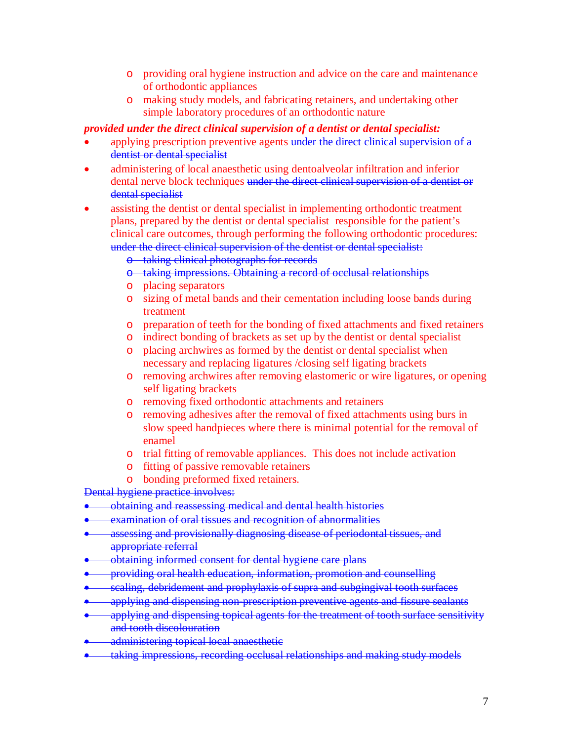- providing oral hygiene instruction and advice on the care and maintenance of orthodontic appliances
- making study models, and fabricating retainers, and undertaking other simple laboratory procedures of an orthodontic nature

***provided under the direct clinical supervision of a dentist or dental specialist:***

- applying prescription preventive agents ~~under the direct clinical supervision of a dentist or dental specialist~~
- administering of local anaesthetic using dentoalveolar infiltration and inferior dental nerve block techniques ~~under the direct clinical supervision of a dentist or dental specialist~~
- assisting the dentist or dental specialist in implementing orthodontic treatment plans, prepared by the dentist or dental specialist responsible for the patient's clinical care outcomes, through performing the following orthodontic procedures: ~~under the direct clinical supervision of the dentist or dental specialist:~~
  - ~~taking clinical photographs for records~~
  - ~~taking impressions. Obtaining a record of occlusal relationships~~
  - placing separators
  - sizing of metal bands and their cementation including loose bands during treatment
  - preparation of teeth for the bonding of fixed attachments and fixed retainers
  - indirect bonding of brackets as set up by the dentist or dental specialist
  - placing archwires as formed by the dentist or dental specialist when necessary and replacing ligatures /closing self ligating brackets
  - removing archwires after removing elastomeric or wire ligatures, or opening self ligating brackets
  - removing fixed orthodontic attachments and retainers
  - removing adhesives after the removal of fixed attachments using burs in slow speed handpieces where there is minimal potential for the removal of enamel
  - trial fitting of removable appliances. This does not include activation
  - fitting of passive removable retainers
  - bonding preformed fixed retainers.

~~Dental hygiene practice involves:~~

- ~~obtaining and reassessing medical and dental health histories~~
- ~~examination of oral tissues and recognition of abnormalities~~
- ~~assessing and provisionally diagnosing disease of periodontal tissues, and appropriate referral~~
- ~~obtaining informed consent for dental hygiene care plans~~
- ~~providing oral health education, information, promotion and counselling~~
- ~~scaling, debridement and prophylaxis of supra and subgingival tooth surfaces~~
- ~~applying and dispensing non-prescription preventive agents and fissure sealants~~
- ~~applying and dispensing topical agents for the treatment of tooth surface sensitivity and tooth discolouration~~
- ~~administering topical local anaesthetic~~
- ~~taking impressions, recording occlusal relationships and making study models~~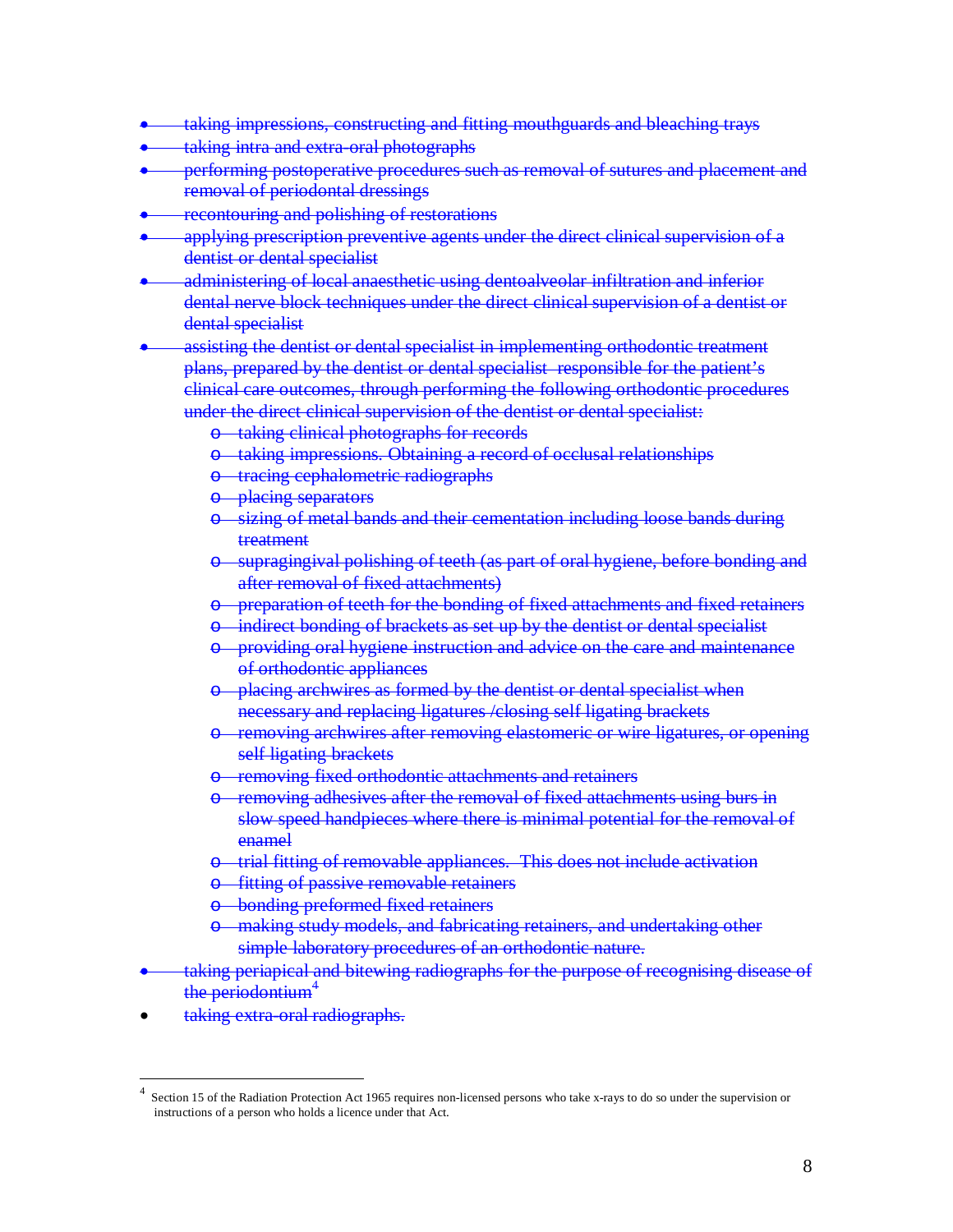- ~~taking impressions, constructing and fitting mouthguards and bleaching trays~~
- ~~taking intra and extra-oral photographs~~
- ~~performing postoperative procedures such as removal of sutures and placement and removal of periodontal dressings~~
- ~~recontouring and polishing of restorations~~
- ~~applying prescription preventive agents under the direct clinical supervision of a dentist or dental specialist~~
- ~~administering of local anaesthetic using dentoalveolar infiltration and inferior dental nerve block techniques under the direct clinical supervision of a dentist or dental specialist~~
- ~~assisting the dentist or dental specialist in implementing orthodontic treatment plans, prepared by the dentist or dental specialist responsible for the patient's clinical care outcomes, through performing the following orthodontic procedures under the direct clinical supervision of the dentist or dental specialist:~~
  - ~~taking clinical photographs for records~~
  - ~~taking impressions. Obtaining a record of occlusal relationships~~
  - ~~tracing cephalometric radiographs~~
  - ~~placing separators~~
  - ~~sizing of metal bands and their cementation including loose bands during treatment~~
  - ~~supragingival polishing of teeth (as part of oral hygiene, before bonding and after removal of fixed attachments)~~
  - ~~preparation of teeth for the bonding of fixed attachments and fixed retainers~~
  - ~~indirect bonding of brackets as set up by the dentist or dental specialist~~
  - ~~providing oral hygiene instruction and advice on the care and maintenance of orthodontic appliances~~
  - ~~placing archwires as formed by the dentist or dental specialist when necessary and replacing ligatures /closing self ligating brackets~~
  - ~~removing archwires after removing elastomeric or wire ligatures, or opening self ligating brackets~~
  - ~~removing fixed orthodontic attachments and retainers~~
  - ~~removing adhesives after the removal of fixed attachments using burs in slow speed handpieces where there is minimal potential for the removal of enamel~~
  - ~~trial fitting of removable appliances. This does not include activation~~
  - ~~fitting of passive removable retainers~~
  - ~~bonding preformed fixed retainers~~
  - ~~making study models, and fabricating retainers, and undertaking other simple laboratory procedures of an orthodontic nature.~~
- ~~taking periapical and bitewing radiographs for the purpose of recognising disease of the periodontium~~[4]
- ~~taking extra-oral radiographs.~~

[4] Section 15 of the Radiation Protection Act 1965 requires non-licensed persons who take x-rays to do so under the supervision or instructions of a person who holds a licence under that Act.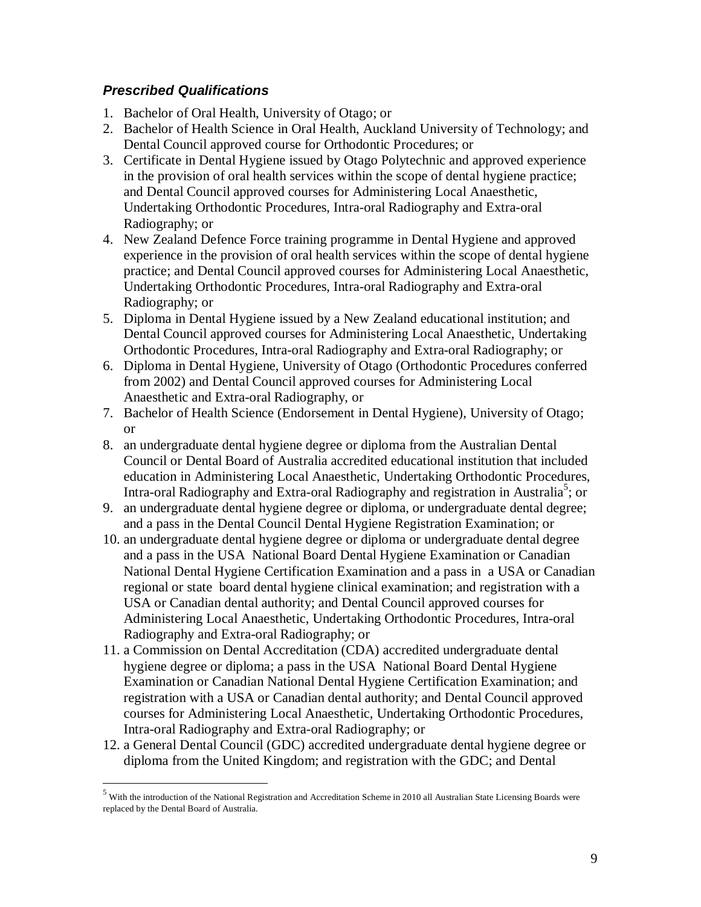### ***Prescribed Qualifications***

1. Bachelor of Oral Health, University of Otago; or
2. Bachelor of Health Science in Oral Health, Auckland University of Technology; and Dental Council approved course for Orthodontic Procedures; or
3. Certificate in Dental Hygiene issued by Otago Polytechnic and approved experience in the provision of oral health services within the scope of dental hygiene practice; and Dental Council approved courses for Administering Local Anaesthetic, Undertaking Orthodontic Procedures, Intra-oral Radiography and Extra-oral Radiography; or
4. New Zealand Defence Force training programme in Dental Hygiene and approved experience in the provision of oral health services within the scope of dental hygiene practice; and Dental Council approved courses for Administering Local Anaesthetic, Undertaking Orthodontic Procedures, Intra-oral Radiography and Extra-oral Radiography; or
5. Diploma in Dental Hygiene issued by a New Zealand educational institution; and Dental Council approved courses for Administering Local Anaesthetic, Undertaking Orthodontic Procedures, Intra-oral Radiography and Extra-oral Radiography; or
6. Diploma in Dental Hygiene, University of Otago (Orthodontic Procedures conferred from 2002) and Dental Council approved courses for Administering Local Anaesthetic and Extra-oral Radiography, or
7. Bachelor of Health Science (Endorsement in Dental Hygiene), University of Otago; or
8. an undergraduate dental hygiene degree or diploma from the Australian Dental Council or Dental Board of Australia accredited educational institution that included education in Administering Local Anaesthetic, Undertaking Orthodontic Procedures, Intra-oral Radiography and Extra-oral Radiography and registration in Australia[5]; or
9. an undergraduate dental hygiene degree or diploma, or undergraduate dental degree; and a pass in the Dental Council Dental Hygiene Registration Examination; or
10. an undergraduate dental hygiene degree or diploma or undergraduate dental degree and a pass in the USA National Board Dental Hygiene Examination or Canadian National Dental Hygiene Certification Examination and a pass in a USA or Canadian regional or state board dental hygiene clinical examination; and registration with a USA or Canadian dental authority; and Dental Council approved courses for Administering Local Anaesthetic, Undertaking Orthodontic Procedures, Intra-oral Radiography and Extra-oral Radiography; or
11. a Commission on Dental Accreditation (CDA) accredited undergraduate dental hygiene degree or diploma; a pass in the USA National Board Dental Hygiene Examination or Canadian National Dental Hygiene Certification Examination; and registration with a USA or Canadian dental authority; and Dental Council approved courses for Administering Local Anaesthetic, Undertaking Orthodontic Procedures, Intra-oral Radiography and Extra-oral Radiography; or
12. a General Dental Council (GDC) accredited undergraduate dental hygiene degree or diploma from the United Kingdom; and registration with the GDC; and Dental

[5] With the introduction of the National Registration and Accreditation Scheme in 2010 all Australian State Licensing Boards were replaced by the Dental Board of Australia.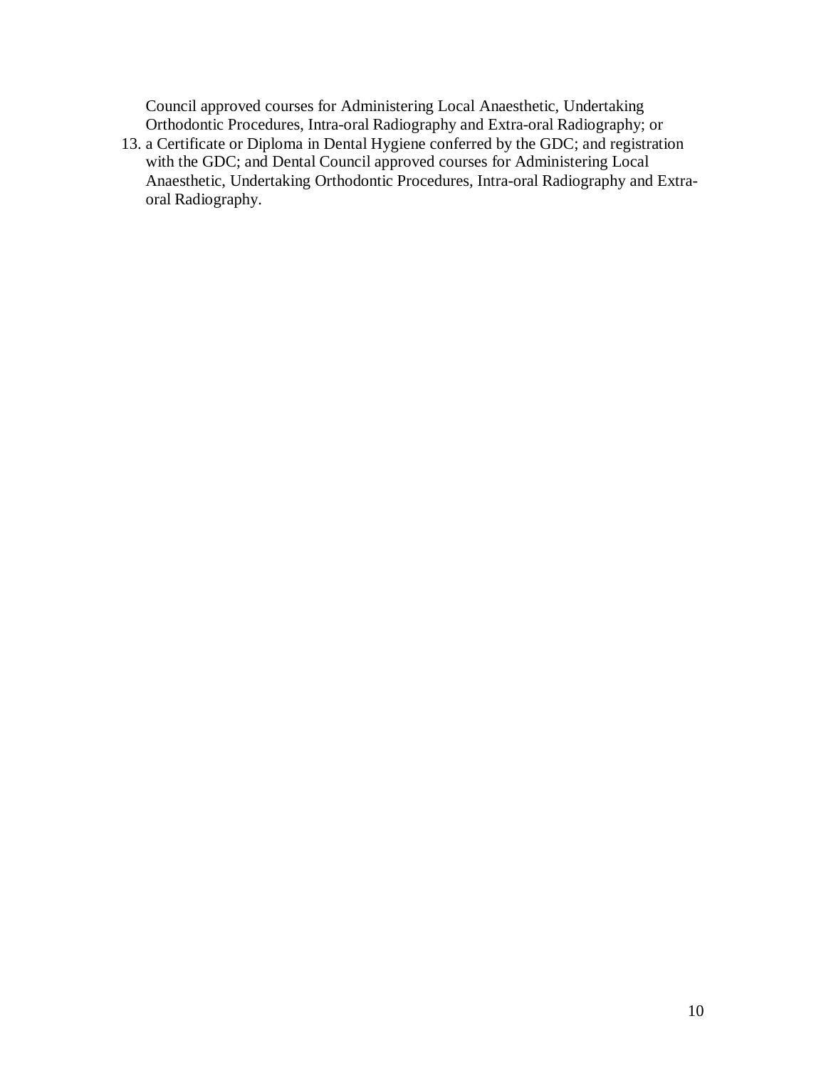Council approved courses for Administering Local Anaesthetic, Undertaking Orthodontic Procedures, Intra-oral Radiography and Extra-oral Radiography; or

13. a Certificate or Diploma in Dental Hygiene conferred by the GDC; and registration with the GDC; and Dental Council approved courses for Administering Local Anaesthetic, Undertaking Orthodontic Procedures, Intra-oral Radiography and Extra-oral Radiography.